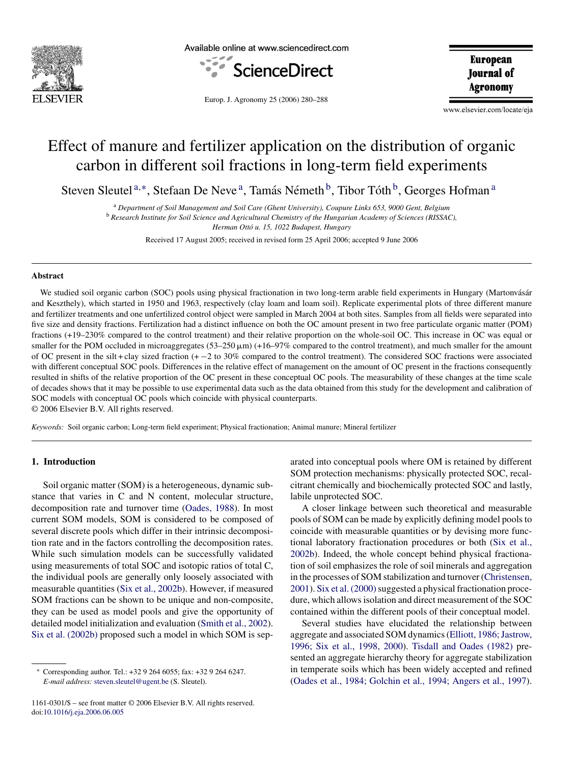// Effect of manure and fertilizer application on the distribution of organic carbon in different soil fractions in long-term field experiments

Steven Sleutel [a,*], Stefaan De Neve [a], Tamás Németh [b], Tibor Tóth [b], Georges Hofman [a]

[a] Department of Soil Management and Soil Care (Ghent University), Coupure Links 653, 9000 Gent, Belgium

[b] Research Institute for Soil Science and Agricultural Chemistry of the Hungarian Academy of Sciences (RISSAC), Herman Ottó u. 15, 1022 Budapest, Hungary

Received 17 August 2005; received in revised form 25 April 2006; accepted 9 June 2006

## Abstract

We studied soil organic carbon (SOC) pools using physical fractionation in two long-term arable field experiments in Hungary (Martonvásár and Keszthely), which started in 1950 and 1963, respectively (clay loam and loam soil). Replicate experimental plots of three different manure and fertilizer treatments and one unfertilized control object were sampled in March 2004 at both sites. Samples from all fields were separated into five size and density fractions. Fertilization had a distinct influence on both the OC amount present in two free particulate organic matter (POM) fractions (+19–230% compared to the control treatment) and their relative proportion on the whole-soil OC. This increase in OC was equal or smaller for the POM occluded in microaggregates (53–250 μm) (+16–97% compared to the control treatment), and much smaller for the amount of OC present in the silt + clay sized fraction (+ −2 to 30% compared to the control treatment). The considered SOC fractions were associated with different conceptual SOC pools. Differences in the relative effect of management on the amount of OC present in the fractions consequently resulted in shifts of the relative proportion of the OC present in these conceptual OC pools. The measurability of these changes at the time scale of decades shows that it may be possible to use experimental data such as the data obtained from this study for the development and calibration of SOC models with conceptual OC pools which coincide with physical counterparts.

© 2006 Elsevier B.V. All rights reserved.

*Keywords:* Soil organic carbon; Long-term field experiment; Physical fractionation; Animal manure; Mineral fertilizer

## 1. Introduction

Soil organic matter (SOM) is a heterogeneous, dynamic substance that varies in C and N content, molecular structure, decomposition rate and turnover time (Oades, 1988). In most current SOM models, SOM is considered to be composed of several discrete pools which differ in their intrinsic decomposition rate and in the factors controlling the decomposition rates. While such simulation models can be successfully validated using measurements of total SOC and isotopic ratios of total C, the individual pools are generally only loosely associated with measurable quantities (Six et al., 2002b). However, if measured SOM fractions can be shown to be unique and non-composite, they can be used as model pools and give the opportunity of detailed model initialization and evaluation (Smith et al., 2002). Six et al. (2002b) proposed such a model in which SOM is separated into conceptual pools where OM is retained by different SOM protection mechanisms: physically protected SOC, recalcitrant chemically and biochemically protected SOC and lastly, labile unprotected SOC.

A closer linkage between such theoretical and measurable pools of SOM can be made by explicitly defining model pools to coincide with measurable quantities or by devising more functional laboratory fractionation procedures or both (Six et al., 2002b). Indeed, the whole concept behind physical fractionation of soil emphasizes the role of soil minerals and aggregation in the processes of SOM stabilization and turnover (Christensen, 2001). Six et al. (2000) suggested a physical fractionation procedure, which allows isolation and direct measurement of the SOC contained within the different pools of their conceptual model.

Several studies have elucidated the relationship between aggregate and associated SOM dynamics (Elliott, 1986; Jastrow, 1996; Six et al., 1998, 2000). Tisdall and Oades (1982) presented an aggregate hierarchy theory for aggregate stabilization in temperate soils which has been widely accepted and refined (Oades et al., 1984; Golchin et al., 1994; Angers et al., 1997).

* Corresponding author. Tel.: +32 9 264 6055; fax: +32 9 264 6247. *E-mail address:* steven.sleutel@ugent.be (S. Sleutel).

1161-0301/$ – see front matter © 2006 Elsevier B.V. All rights reserved.
doi:10.1016/j.eja.2006.06.005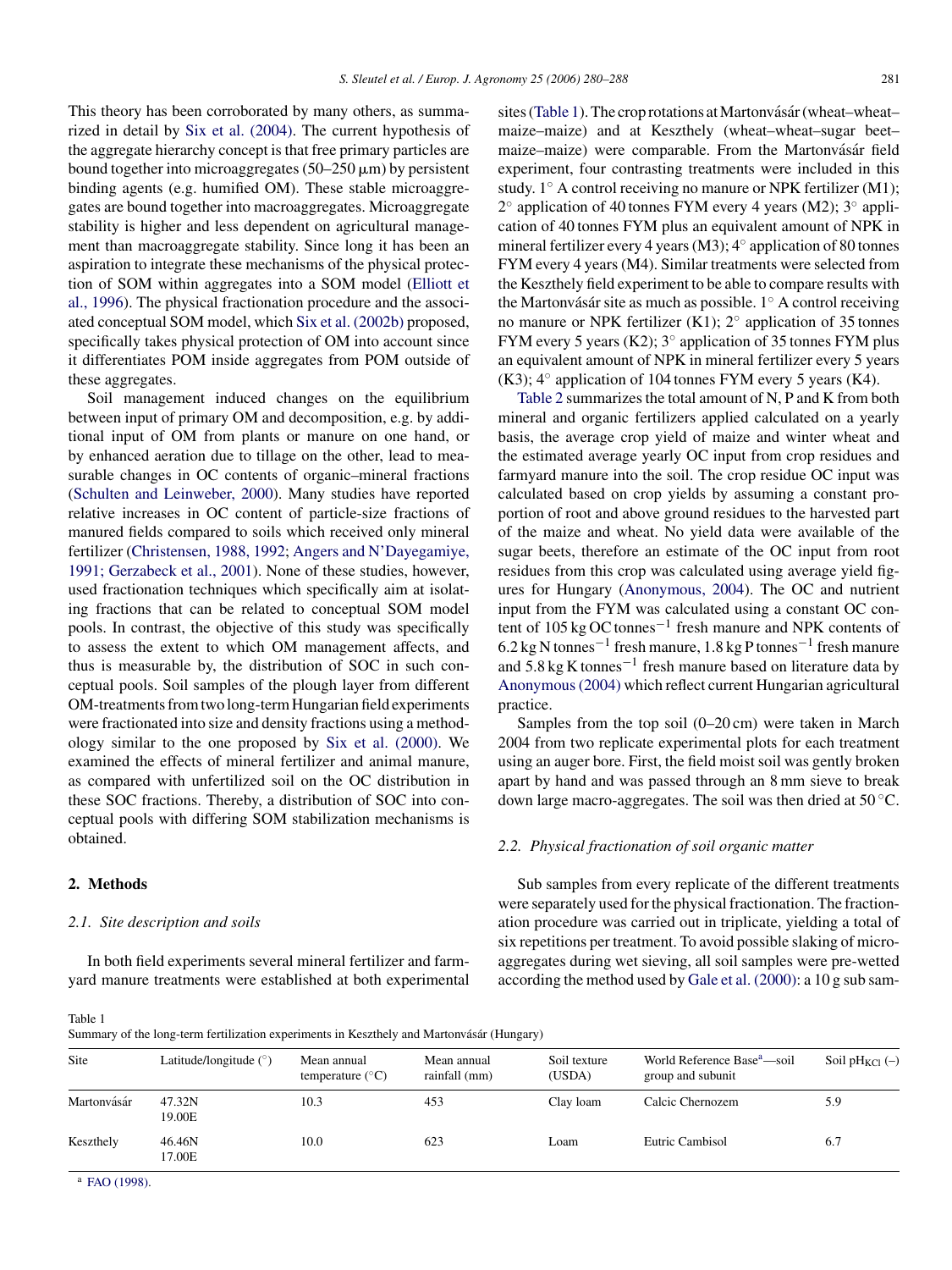This theory has been corroborated by many others, as summarized in detail by Six et al. (2004). The current hypothesis of the aggregate hierarchy concept is that free primary particles are bound together into microaggregates (50–250 μm) by persistent binding agents (e.g. humified OM). These stable microaggregates are bound together into macroaggregates. Microaggregate stability is higher and less dependent on agricultural management than macroaggregate stability. Since long it has been an aspiration to integrate these mechanisms of the physical protection of SOM within aggregates into a SOM model (Elliott et al., 1996). The physical fractionation procedure and the associated conceptual SOM model, which Six et al. (2002b) proposed, specifically takes physical protection of OM into account since it differentiates POM inside aggregates from POM outside of these aggregates.

Soil management induced changes on the equilibrium between input of primary OM and decomposition, e.g. by additional input of OM from plants or manure on one hand, or by enhanced aeration due to tillage on the other, lead to measurable changes in OC contents of organic–mineral fractions (Schulten and Leinweber, 2000). Many studies have reported relative increases in OC content of particle-size fractions of manured fields compared to soils which received only mineral fertilizer (Christensen, 1988, 1992; Angers and N'Dayegamiye, 1991; Gerzabeck et al., 2001). None of these studies, however, used fractionation techniques which specifically aim at isolating fractions that can be related to conceptual SOM model pools. In contrast, the objective of this study was specifically to assess the extent to which OM management affects, and thus is measurable by, the distribution of SOC in such conceptual pools. Soil samples of the plough layer from different OM-treatments from two long-term Hungarian field experiments were fractionated into size and density fractions using a methodology similar to the one proposed by Six et al. (2000). We examined the effects of mineral fertilizer and animal manure, as compared with unfertilized soil on the OC distribution in these SOC fractions. Thereby, a distribution of SOC into conceptual pools with differing SOM stabilization mechanisms is obtained.

## 2. Methods

### 2.1. Site description and soils

In both field experiments several mineral fertilizer and farmyard manure treatments were established at both experimental sites (Table 1). The crop rotations at Martonvásár (wheat–wheat–maize–maize) and at Keszthely (wheat–wheat–sugar beet–maize–maize) were comparable. From the Martonvásár field experiment, four contrasting treatments were included in this study. 1° A control receiving no manure or NPK fertilizer (M1); 2° application of 40 tonnes FYM every 4 years (M2); 3° application of 40 tonnes FYM plus an equivalent amount of NPK in mineral fertilizer every 4 years (M3); 4° application of 80 tonnes FYM every 4 years (M4). Similar treatments were selected from the Keszthely field experiment to be able to compare results with the Martonvásár site as much as possible. 1° A control receiving no manure or NPK fertilizer (K1); 2° application of 35 tonnes FYM every 5 years (K2); 3° application of 35 tonnes FYM plus an equivalent amount of NPK in mineral fertilizer every 5 years (K3); 4° application of 104 tonnes FYM every 5 years (K4).

Table 2 summarizes the total amount of N, P and K from both mineral and organic fertilizers applied calculated on a yearly basis, the average crop yield of maize and winter wheat and the estimated average yearly OC input from crop residues and farmyard manure into the soil. The crop residue OC input was calculated based on crop yields by assuming a constant proportion of root and above ground residues to the harvested part of the maize and wheat. No yield data were available of the sugar beets, therefore an estimate of the OC input from root residues from this crop was calculated using average yield figures for Hungary (Anonymous, 2004). The OC and nutrient input from the FYM was calculated using a constant OC content of 105 kg OC $tonnes^{-1}$ fresh manure and NPK contents of 6.2 kg N $tonnes^{-1}$ fresh manure, 1.8 kg P $tonnes^{-1}$ fresh manure and 5.8 kg K $tonnes^{-1}$ fresh manure based on literature data by Anonymous (2004) which reflect current Hungarian agricultural practice.

Samples from the top soil (0–20 cm) were taken in March 2004 from two replicate experimental plots for each treatment using an auger bore. First, the field moist soil was gently broken apart by hand and was passed through an 8 mm sieve to break down large macro-aggregates. The soil was then dried at 50 °C.

### 2.2. Physical fractionation of soil organic matter

Sub samples from every replicate of the different treatments were separately used for the physical fractionation. The fractionation procedure was carried out in triplicate, yielding a total of six repetitions per treatment. To avoid possible slaking of microaggregates during wet sieving, all soil samples were pre-wetted according the method used by Gale et al. (2000): a 10 g sub sam-

Table 1
Summary of the long-term fertilization experiments in Keszthely and Martonvásár (Hungary)

| Site | Latitude/longitude (°) | Mean annual temperature (°C) | Mean annual rainfall (mm) | Soil texture (USDA) | World Reference Base[a]—soil group and subunit | Soil $pH_{KCl}$ (–) |
|---|---|---|---|---|---|---|
| Martonvásár | 47.32N 19.00E | 10.3 | 453 | Clay loam | Calcic Chernozem | 5.9 |
| Keszthely | 46.46N 17.00E | 10.0 | 623 | Loam | Eutric Cambisol | 6.7 |

[a] FAO (1998).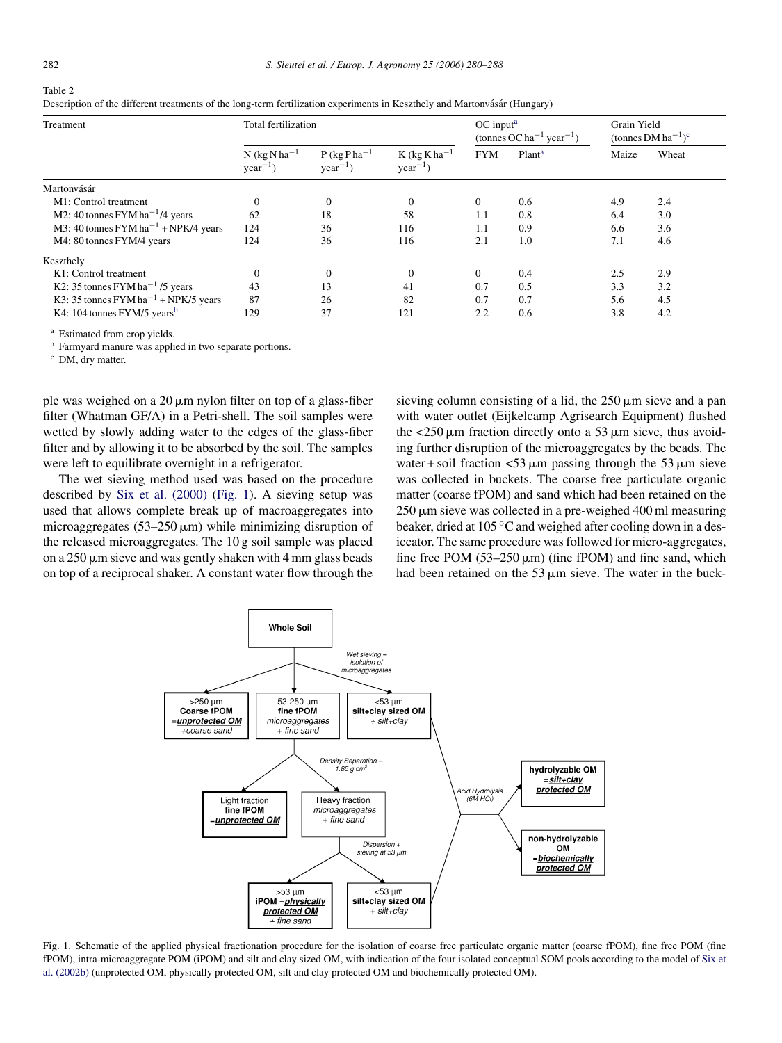Table 2
Description of the different treatments of the long-term fertilization experiments in Keszthely and Martonvásár (Hungary)

| Treatment | Total fertilization | | | OC input[a] (tonnes OC $ha^{-1}$ $year^{-1}$) | | Grain Yield (tonnes DM $ha^{-1}$)[c] | |
|---|---|---|---|---|---|---|---|
| | N (kg N $ha^{-1}$ $year^{-1}$) | P (kg P $ha^{-1}$ $year^{-1}$) | K (kg K $ha^{-1}$ $year^{-1}$) | FYM | Plant[a] | Maize | Wheat |
| Martonvásár | | | | | | | |
| M1: Control treatment | 0 | 0 | 0 | 0 | 0.6 | 4.9 | 2.4 |
| M2: 40 tonnes FYM $ha^{-1}$/4 years | 62 | 18 | 58 | 1.1 | 0.8 | 6.4 | 3.0 |
| M3: 40 tonnes FYM $ha^{-1}$ + NPK/4 years | 124 | 36 | 116 | 1.1 | 0.9 | 6.6 | 3.6 |
| M4: 80 tonnes FYM/4 years | 124 | 36 | 116 | 2.1 | 1.0 | 7.1 | 4.6 |
| Keszthely | | | | | | | |
| K1: Control treatment | 0 | 0 | 0 | 0 | 0.4 | 2.5 | 2.9 |
| K2: 35 tonnes FYM $ha^{-1}$ /5 years | 43 | 13 | 41 | 0.7 | 0.5 | 3.3 | 3.2 |
| K3: 35 tonnes FYM $ha^{-1}$ + NPK/5 years | 87 | 26 | 82 | 0.7 | 0.7 | 5.6 | 4.5 |
| K4: 104 tonnes FYM/5 years[b] | 129 | 37 | 121 | 2.2 | 0.6 | 3.8 | 4.2 |

[a] Estimated from crop yields.
[b] Farmyard manure was applied in two separate portions.
[c] DM, dry matter.

ple was weighed on a 20 μm nylon filter on top of a glass-fiber filter (Whatman GF/A) in a Petri-shell. The soil samples were wetted by slowly adding water to the edges of the glass-fiber filter and by allowing it to be absorbed by the soil. The samples were left to equilibrate overnight in a refrigerator.

The wet sieving method used was based on the procedure described by Six et al. (2000) (Fig. 1). A sieving setup was used that allows complete break up of macroaggregates into microaggregates (53–250 μm) while minimizing disruption of the released microaggregates. The 10 g soil sample was placed on a 250 μm sieve and was gently shaken with 4 mm glass beads on top of a reciprocal shaker. A constant water flow through the sieving column consisting of a lid, the 250 μm sieve and a pan with water outlet (Eijkelcamp Agrisearch Equipment) flushed the <250 μm fraction directly onto a 53 μm sieve, thus avoiding further disruption of the microaggregates by the beads. The water + soil fraction <53 μm passing through the 53 μm sieve was collected in buckets. The coarse free particulate organic matter (coarse fPOM) and sand which had been retained on the 250 μm sieve was collected in a pre-weighed 400 ml measuring beaker, dried at 105 °C and weighed after cooling down in a desiccator. The same procedure was followed for micro-aggregates, fine free POM (53–250 μm) (fine fPOM) and fine sand, which had been retained on the 53 μm sieve. The water in the buck-

Fig. 1. Schematic of the applied physical fractionation procedure for the isolation of coarse free particulate organic matter (coarse fPOM), fine free POM (fine fPOM), intra-microaggregate POM (iPOM) and silt and clay sized OM, with indication of the four isolated conceptual SOM pools according to the model of Six et al. (2002b) (unprotected OM, physically protected OM, silt and clay protected OM and biochemically protected OM).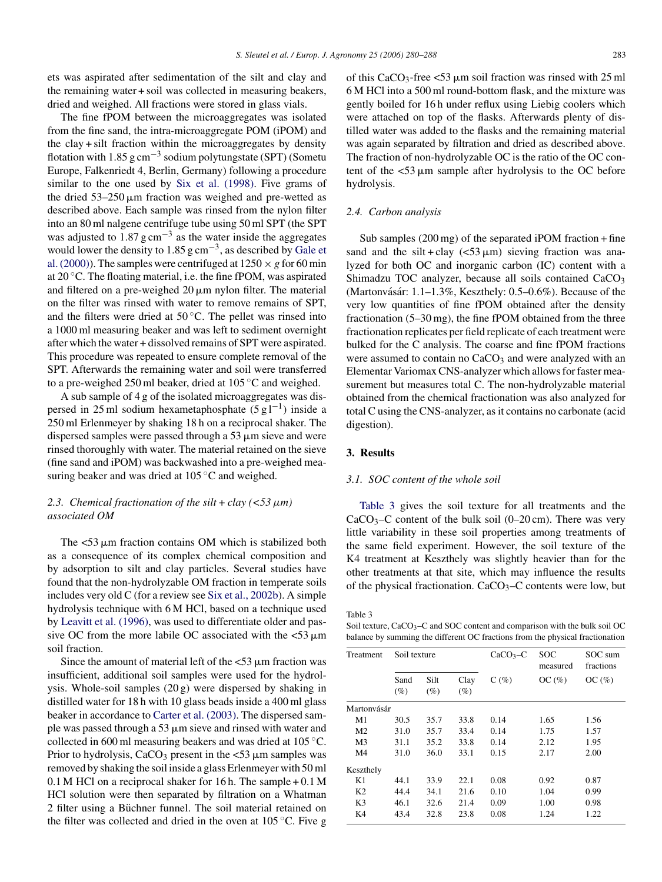ets was aspirated after sedimentation of the silt and clay and the remaining water + soil was collected in measuring beakers, dried and weighed. All fractions were stored in glass vials.

The fine fPOM between the microaggregates was isolated from the fine sand, the intra-microaggregate POM (iPOM) and the clay + silt fraction within the microaggregates by density flotation with 1.85 g $cm^{-3}$ sodium polytungstate (SPT) (Sometu Europe, Falkenriedt 4, Berlin, Germany) following a procedure similar to the one used by Six et al. (1998). Five grams of the dried 53–250 μm fraction was weighed and pre-wetted as described above. Each sample was rinsed from the nylon filter into an 80 ml nalgene centrifuge tube using 50 ml SPT (the SPT was adjusted to 1.87 g $cm^{-3}$ as the water inside the aggregates would lower the density to 1.85 g $cm^{-3}$, as described by Gale et al. (2000)). The samples were centrifuged at 1250 × *g* for 60 min at 20 °C. The floating material, i.e. the fine fPOM, was aspirated and filtered on a pre-weighed 20 μm nylon filter. The material on the filter was rinsed with water to remove remains of SPT, and the filters were dried at 50 °C. The pellet was rinsed into a 1000 ml measuring beaker and was left to sediment overnight after which the water + dissolved remains of SPT were aspirated. This procedure was repeated to ensure complete removal of the SPT. Afterwards the remaining water and soil were transferred to a pre-weighed 250 ml beaker, dried at 105 °C and weighed.

A sub sample of 4 g of the isolated microaggregates was dispersed in 25 ml sodium hexametaphosphate (5 g $l^{-1}$) inside a 250 ml Erlenmeyer by shaking 18 h on a reciprocal shaker. The dispersed samples were passed through a 53 μm sieve and were rinsed thoroughly with water. The material retained on the sieve (fine sand and iPOM) was backwashed into a pre-weighed measuring beaker and was dried at 105 °C and weighed.

### 2.3. Chemical fractionation of the silt + clay (<53 μm) associated OM

The <53 μm fraction contains OM which is stabilized both as a consequence of its complex chemical composition and by adsorption to silt and clay particles. Several studies have found that the non-hydrolyzable OM fraction in temperate soils includes very old C (for a review see Six et al., 2002b). A simple hydrolysis technique with 6 M HCl, based on a technique used by Leavitt et al. (1996), was used to differentiate older and passive OC from the more labile OC associated with the <53 μm soil fraction.

Since the amount of material left of the <53 μm fraction was insufficient, additional soil samples were used for the hydrolysis. Whole-soil samples (20 g) were dispersed by shaking in distilled water for 18 h with 10 glass beads inside a 400 ml glass beaker in accordance to Carter et al. (2003). The dispersed sample was passed through a 53 μm sieve and rinsed with water and collected in 600 ml measuring beakers and was dried at 105 °C. Prior to hydrolysis, $CaCO_3$ present in the <53 μm samples was removed by shaking the soil inside a glass Erlenmeyer with 50 ml 0.1 M HCl on a reciprocal shaker for 16 h. The sample + 0.1 M HCl solution were then separated by filtration on a Whatman 2 filter using a Büchner funnel. The soil material retained on the filter was collected and dried in the oven at 105 °C. Five g of this $CaCO_3$-free <53 μm soil fraction was rinsed with 25 ml 6 M HCl into a 500 ml round-bottom flask, and the mixture was gently boiled for 16 h under reflux using Liebig coolers which were attached on top of the flasks. Afterwards plenty of distilled water was added to the flasks and the remaining material was again separated by filtration and dried as described above. The fraction of non-hydrolyzable OC is the ratio of the OC content of the <53 μm sample after hydrolysis to the OC before hydrolysis.

### 2.4. Carbon analysis

Sub samples (200 mg) of the separated iPOM fraction + fine sand and the silt + clay (<53 μm) sieving fraction was analyzed for both OC and inorganic carbon (IC) content with a Shimadzu TOC analyzer, because all soils contained $CaCO_3$ (Martonvásár: 1.1–1.3%, Keszthely: 0.5–0.6%). Because of the very low quantities of fine fPOM obtained after the density fractionation (5–30 mg), the fine fPOM obtained from the three fractionation replicates per field replicate of each treatment were bulked for the C analysis. The coarse and fine fPOM fractions were assumed to contain no $CaCO_3$ and were analyzed with an Elementar Variomax CNS-analyzer which allows for faster measurement but measures total C. The non-hydrolyzable material obtained from the chemical fractionation was also analyzed for total C using the CNS-analyzer, as it contains no carbonate (acid digestion).

## 3. Results

### 3.1. SOC content of the whole soil

Table 3 gives the soil texture for all treatments and the $CaCO_3$–C content of the bulk soil (0–20 cm). There was very little variability in these soil properties among treatments of the same field experiment. However, the soil texture of the K4 treatment at Keszthely was slightly heavier than for the other treatments at that site, which may influence the results of the physical fractionation. $CaCO_3$–C contents were low, but

Table 3
Soil texture, $CaCO_3$–C and SOC content and comparison with the bulk soil OC balance by summing the different OC fractions from the physical fractionation

| Treatment | Soil texture | | | $CaCO_3$–C | SOC measured | SOC sum fractions |
|---|---|---|---|---|---|---|
| | Sand (%) | Silt (%) | Clay (%) | C (%) | OC (%) | OC (%) |
| Martonvásár | | | | | | |
| M1 | 30.5 | 35.7 | 33.8 | 0.14 | 1.65 | 1.56 |
| M2 | 31.0 | 35.7 | 33.4 | 0.14 | 1.75 | 1.57 |
| M3 | 31.1 | 35.2 | 33.8 | 0.14 | 2.12 | 1.95 |
| M4 | 31.0 | 36.0 | 33.1 | 0.15 | 2.17 | 2.00 |
| Keszthely | | | | | | |
| K1 | 44.1 | 33.9 | 22.1 | 0.08 | 0.92 | 0.87 |
| K2 | 44.4 | 34.1 | 21.6 | 0.10 | 1.04 | 0.99 |
| K3 | 46.1 | 32.6 | 21.4 | 0.09 | 1.00 | 0.98 |
| K4 | 43.4 | 32.8 | 23.8 | 0.08 | 1.24 | 1.22 |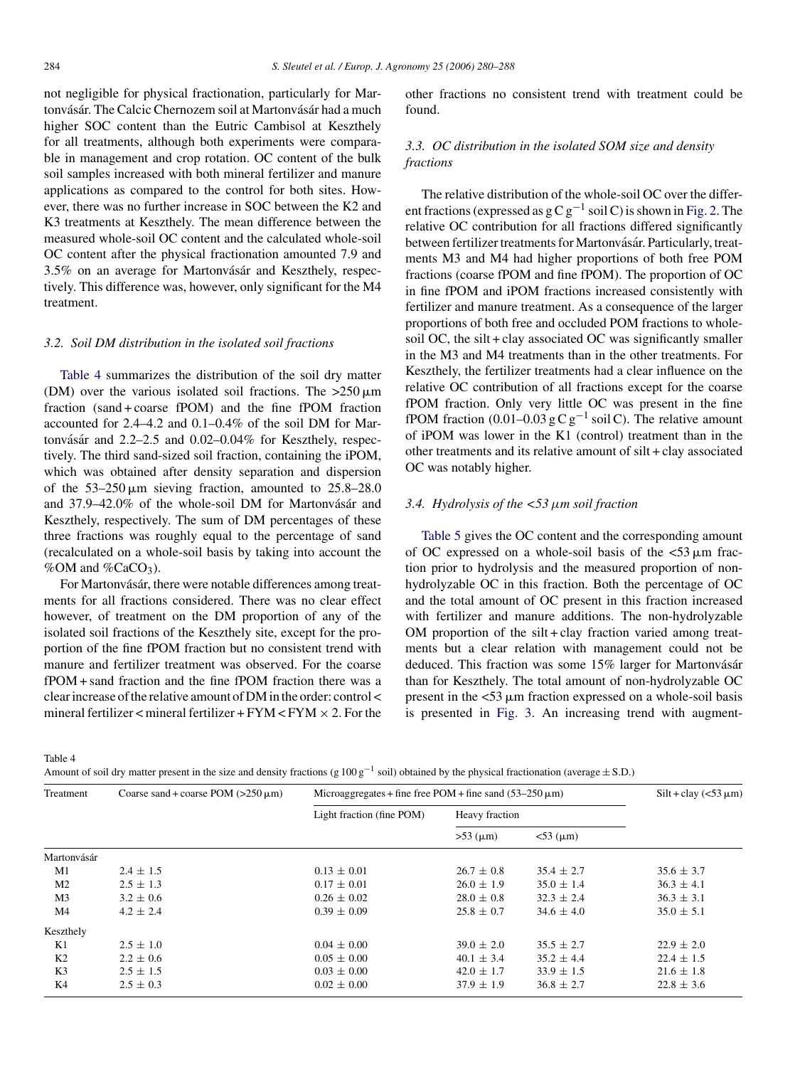not negligible for physical fractionation, particularly for Martonvásár. The Calcic Chernozem soil at Martonvásár had a much higher SOC content than the Eutric Cambisol at Keszthely for all treatments, although both experiments were comparable in management and crop rotation. OC content of the bulk soil samples increased with both mineral fertilizer and manure applications as compared to the control for both sites. However, there was no further increase in SOC between the K2 and K3 treatments at Keszthely. The mean difference between the measured whole-soil OC content and the calculated whole-soil OC content after the physical fractionation amounted 7.9 and 3.5% on an average for Martonvásár and Keszthely, respectively. This difference was, however, only significant for the M4 treatment.

### 3.2. Soil DM distribution in the isolated soil fractions

Table 4 summarizes the distribution of the soil dry matter (DM) over the various isolated soil fractions. The >250 μm fraction (sand + coarse fPOM) and the fine fPOM fraction accounted for 2.4–4.2 and 0.1–0.4% of the soil DM for Martonvásár and 2.2–2.5 and 0.02–0.04% for Keszthely, respectively. The third sand-sized soil fraction, containing the iPOM, which was obtained after density separation and dispersion of the 53–250 μm sieving fraction, amounted to 25.8–28.0 and 37.9–42.0% of the whole-soil DM for Martonvásár and Keszthely, respectively. The sum of DM percentages of these three fractions was roughly equal to the percentage of sand (recalculated on a whole-soil basis by taking into account the %OM and %$CaCO_3$).

For Martonvásár, there were notable differences among treatments for all fractions considered. There was no clear effect however, of treatment on the DM proportion of any of the isolated soil fractions of the Keszthely site, except for the proportion of the fine fPOM fraction but no consistent trend with manure and fertilizer treatment was observed. For the coarse fPOM + sand fraction and the fine fPOM fraction there was a clear increase of the relative amount of DM in the order: control < mineral fertilizer < mineral fertilizer + FYM < FYM × 2. For the other fractions no consistent trend with treatment could be found.

### 3.3. OC distribution in the isolated SOM size and density fractions

The relative distribution of the whole-soil OC over the different fractions (expressed as g C $g^{-1}$ soil C) is shown in Fig. 2. The relative OC contribution for all fractions differed significantly between fertilizer treatments for Martonvásár. Particularly, treatments M3 and M4 had higher proportions of both free POM fractions (coarse fPOM and fine fPOM). The proportion of OC in fine fPOM and iPOM fractions increased consistently with fertilizer and manure treatment. As a consequence of the larger proportions of both free and occluded POM fractions to whole-soil OC, the silt + clay associated OC was significantly smaller in the M3 and M4 treatments than in the other treatments. For Keszthely, the fertilizer treatments had a clear influence on the relative OC contribution of all fractions except for the coarse fPOM fraction. Only very little OC was present in the fine fPOM fraction (0.01–0.03 g C $g^{-1}$ soil C). The relative amount of iPOM was lower in the K1 (control) treatment than in the other treatments and its relative amount of silt + clay associated OC was notably higher.

### 3.4. Hydrolysis of the <53 μm soil fraction

Table 5 gives the OC content and the corresponding amount of OC expressed on a whole-soil basis of the <53 μm fraction prior to hydrolysis and the measured proportion of non-hydrolyzable OC in this fraction. Both the percentage of OC and the total amount of OC present in this fraction increased with fertilizer and manure additions. The non-hydrolyzable OM proportion of the silt + clay fraction varied among treatments but a clear relation with management could not be deduced. This fraction was some 15% larger for Martonvásár than for Keszthely. The total amount of non-hydrolyzable OC present in the <53 μm fraction expressed on a whole-soil basis is presented in Fig. 3. An increasing trend with augment-

Table 4
Amount of soil dry matter present in the size and density fractions (g 100 $g^{-1}$ soil) obtained by the physical fractionation (average ± S.D.)

| Treatment | Coarse sand + coarse POM (>250 μm) | Microaggregates + fine free POM + fine sand (53–250 μm) | | | Silt + clay (<53 μm) |
|---|---|---|---|---|---|
| | | Light fraction (fine POM) | Heavy fraction | | |
| | | | >53 (μm) | <53 (μm) | |
| Martonvásár | | | | | |
| M1 | 2.4 ± 1.5 | 0.13 ± 0.01 | 26.7 ± 0.8 | 35.4 ± 2.7 | 35.6 ± 3.7 |
| M2 | 2.5 ± 1.3 | 0.17 ± 0.01 | 26.0 ± 1.9 | 35.0 ± 1.4 | 36.3 ± 4.1 |
| M3 | 3.2 ± 0.6 | 0.26 ± 0.02 | 28.0 ± 0.8 | 32.3 ± 2.4 | 36.3 ± 3.1 |
| M4 | 4.2 ± 2.4 | 0.39 ± 0.09 | 25.8 ± 0.7 | 34.6 ± 4.0 | 35.0 ± 5.1 |
| Keszthely | | | | | |
| K1 | 2.5 ± 1.0 | 0.04 ± 0.00 | 39.0 ± 2.0 | 35.5 ± 2.7 | 22.9 ± 2.0 |
| K2 | 2.2 ± 0.6 | 0.05 ± 0.00 | 40.1 ± 3.4 | 35.2 ± 4.4 | 22.4 ± 1.5 |
| K3 | 2.5 ± 1.5 | 0.03 ± 0.00 | 42.0 ± 1.7 | 33.9 ± 1.5 | 21.6 ± 1.8 |
| K4 | 2.5 ± 0.3 | 0.02 ± 0.00 | 37.9 ± 1.9 | 36.8 ± 2.7 | 22.8 ± 3.6 |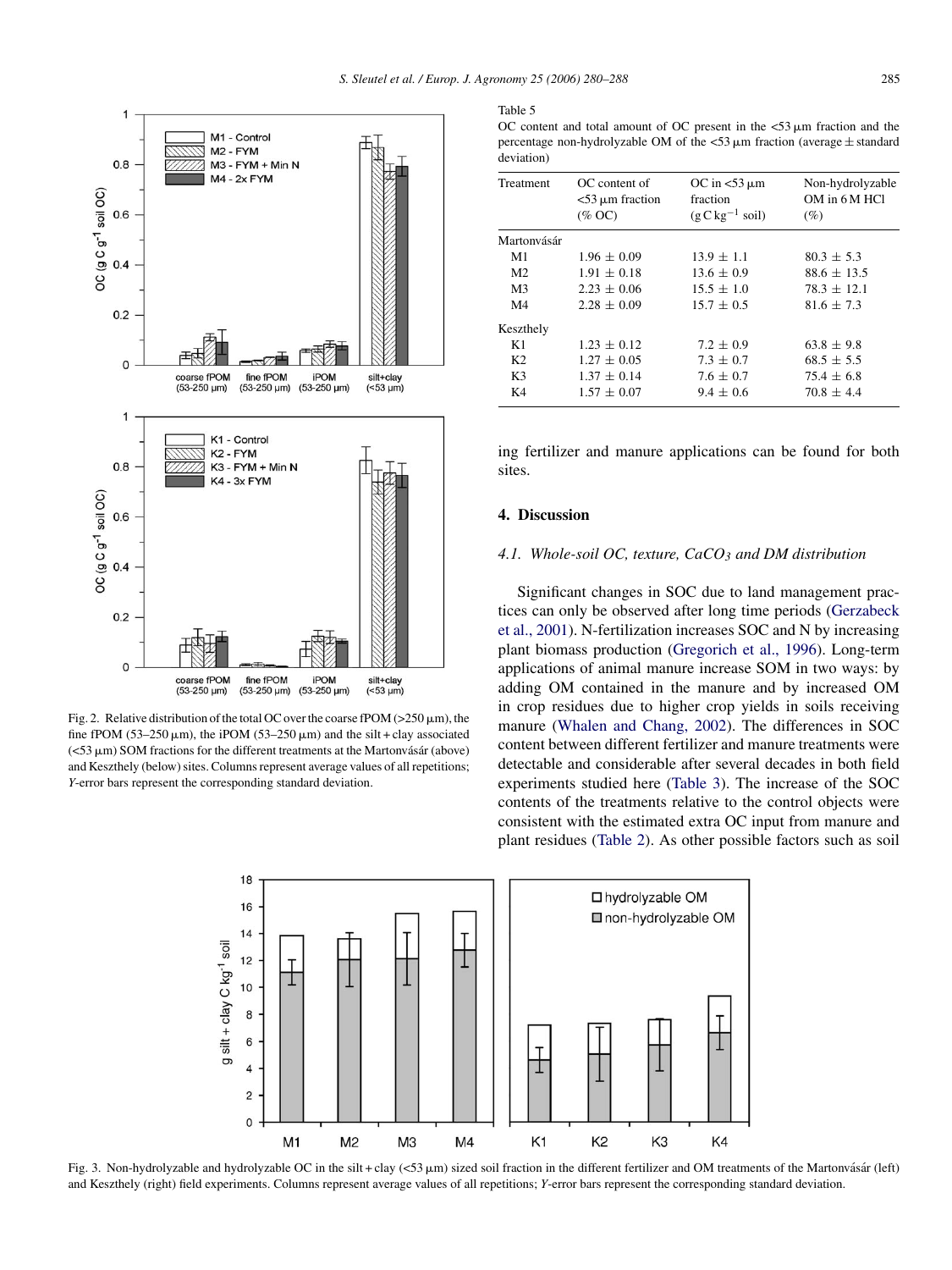Fig. 2. Relative distribution of the total OC over the coarse fPOM (>250 μm), the fine fPOM (53–250 μm), the iPOM (53–250 μm) and the silt + clay associated (<53 μm) SOM fractions for the different treatments at the Martonvásár (above) and Keszthely (below) sites. Columns represent average values of all repetitions; *Y*-error bars represent the corresponding standard deviation.

Table 5
OC content and total amount of OC present in the <53 μm fraction and the percentage non-hydrolyzable OM of the <53 μm fraction (average ± standard deviation)

| Treatment | OC content of <53 μm fraction (% OC) | OC in <53 μm fraction (g C kg$^{-1}$ soil) | Non-hydrolyzable OM in 6 M HCl (%) |
|---|---|---|---|
| Martonvásár | | | |
| M1 | 1.96 ± 0.09 | 13.9 ± 1.1 | 80.3 ± 5.3 |
| M2 | 1.91 ± 0.18 | 13.6 ± 0.9 | 88.6 ± 13.5 |
| M3 | 2.23 ± 0.06 | 15.5 ± 1.0 | 78.3 ± 12.1 |
| M4 | 2.28 ± 0.09 | 15.7 ± 0.5 | 81.6 ± 7.3 |
| Keszthely | | | |
| K1 | 1.23 ± 0.12 | 7.2 ± 0.9 | 63.8 ± 9.8 |
| K2 | 1.27 ± 0.05 | 7.3 ± 0.7 | 68.5 ± 5.5 |
| K3 | 1.37 ± 0.14 | 7.6 ± 0.7 | 75.4 ± 6.8 |
| K4 | 1.57 ± 0.07 | 9.4 ± 0.6 | 70.8 ± 4.4 |

ing fertilizer and manure applications can be found for both sites.

## 4. Discussion

### *4.1. Whole-soil OC, texture, $CaCO_3$ and DM distribution*

Significant changes in SOC due to land management practices can only be observed after long time periods (Gerzabeck et al., 2001). N-fertilization increases SOC and N by increasing plant biomass production (Gregorich et al., 1996). Long-term applications of animal manure increase SOM in two ways: by adding OM contained in the manure and by increased OM in crop residues due to higher crop yields in soils receiving manure (Whalen and Chang, 2002). The differences in SOC content between different fertilizer and manure treatments were detectable and considerable after several decades in both field experiments studied here (Table 3). The increase of the SOC contents of the treatments relative to the control objects were consistent with the estimated extra OC input from manure and plant residues (Table 2). As other possible factors such as soil

Fig. 3. Non-hydrolyzable and hydrolyzable OC in the silt + clay (<53 μm) sized soil fraction in the different fertilizer and OM treatments of the Martonvásár (left) and Keszthely (right) field experiments. Columns represent average values of all repetitions; *Y*-error bars represent the corresponding standard deviation.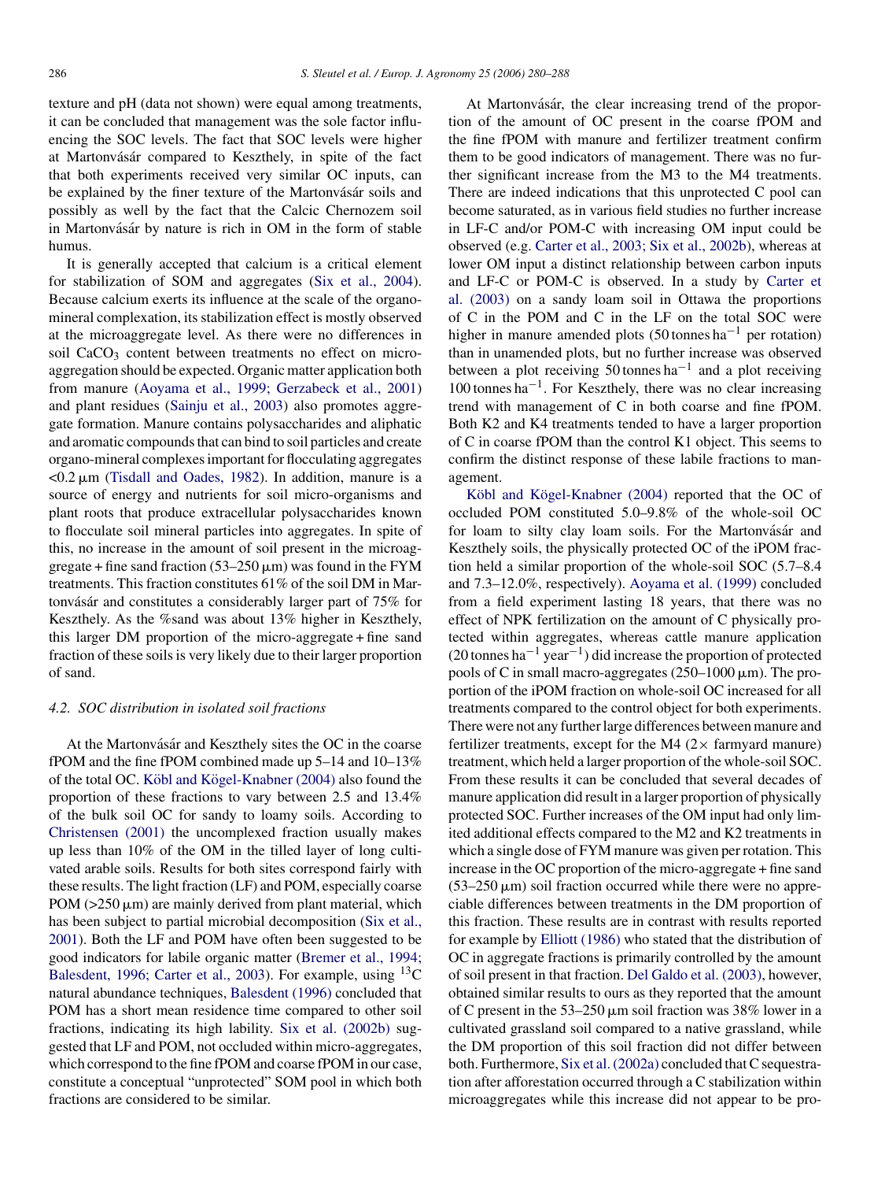texture and pH (data not shown) were equal among treatments, it can be concluded that management was the sole factor influencing the SOC levels. The fact that SOC levels were higher at Martonvásár compared to Keszthely, in spite of the fact that both experiments received very similar OC inputs, can be explained by the finer texture of the Martonvásár soils and possibly as well by the fact that the Calcic Chernozem soil in Martonvásár by nature is rich in OM in the form of stable humus.

It is generally accepted that calcium is a critical element for stabilization of SOM and aggregates (Six et al., 2004). Because calcium exerts its influence at the scale of the organo-mineral complexation, its stabilization effect is mostly observed at the microaggregate level. As there were no differences in soil $CaCO_3$ content between treatments no effect on micro-aggregation should be expected. Organic matter application both from manure (Aoyama et al., 1999; Gerzabeck et al., 2001) and plant residues (Sainju et al., 2003) also promotes aggregate formation. Manure contains polysaccharides and aliphatic and aromatic compounds that can bind to soil particles and create organo-mineral complexes important for flocculating aggregates <0.2 μm (Tisdall and Oades, 1982). In addition, manure is a source of energy and nutrients for soil micro-organisms and plant roots that produce extracellular polysaccharides known to flocculate soil mineral particles into aggregates. In spite of this, no increase in the amount of soil present in the microaggregate + fine sand fraction (53–250 μm) was found in the FYM treatments. This fraction constitutes 61% of the soil DM in Martonvásár and constitutes a considerably larger part of 75% for Keszthely. As the %sand was about 13% higher in Keszthely, this larger DM proportion of the micro-aggregate + fine sand fraction of these soils is very likely due to their larger proportion of sand.

### 4.2. SOC distribution in isolated soil fractions

At the Martonvásár and Keszthely sites the OC in the coarse fPOM and the fine fPOM combined made up 5–14 and 10–13% of the total OC. Köbl and Kögel-Knabner (2004) also found the proportion of these fractions to vary between 2.5 and 13.4% of the bulk soil OC for sandy to loamy soils. According to Christensen (2001) the uncomplexed fraction usually makes up less than 10% of the OM in the tilled layer of long cultivated arable soils. Results for both sites correspond fairly with these results. The light fraction (LF) and POM, especially coarse POM (>250 μm) are mainly derived from plant material, which has been subject to partial microbial decomposition (Six et al., 2001). Both the LF and POM have often been suggested to be good indicators for labile organic matter (Bremer et al., 1994; Balesdent, 1996; Carter et al., 2003). For example, using $^{13}C$ natural abundance techniques, Balesdent (1996) concluded that POM has a short mean residence time compared to other soil fractions, indicating its high lability. Six et al. (2002b) suggested that LF and POM, not occluded within micro-aggregates, which correspond to the fine fPOM and coarse fPOM in our case, constitute a conceptual "unprotected" SOM pool in which both fractions are considered to be similar.

At Martonvásár, the clear increasing trend of the proportion of the amount of OC present in the coarse fPOM and the fine fPOM with manure and fertilizer treatment confirm them to be good indicators of management. There was no further significant increase from the M3 to the M4 treatments. There are indeed indications that this unprotected C pool can become saturated, as in various field studies no further increase in LF-C and/or POM-C with increasing OM input could be observed (e.g. Carter et al., 2003; Six et al., 2002b), whereas at lower OM input a distinct relationship between carbon inputs and LF-C or POM-C is observed. In a study by Carter et al. (2003) on a sandy loam soil in Ottawa the proportions of C in the POM and C in the LF on the total SOC were higher in manure amended plots (50 tonnes $ha^{-1}$ per rotation) than in unamended plots, but no further increase was observed between a plot receiving 50 tonnes $ha^{-1}$ and a plot receiving 100 tonnes $ha^{-1}$. For Keszthely, there was no clear increasing trend with management of C in both coarse and fine fPOM. Both K2 and K4 treatments tended to have a larger proportion of C in coarse fPOM than the control K1 object. This seems to confirm the distinct response of these labile fractions to management.

Köbl and Kögel-Knabner (2004) reported that the OC of occluded POM constituted 5.0–9.8% of the whole-soil OC for loam to silty clay loam soils. For the Martonvásár and Keszthely soils, the physically protected OC of the iPOM fraction held a similar proportion of the whole-soil SOC (5.7–8.4 and 7.3–12.0%, respectively). Aoyama et al. (1999) concluded from a field experiment lasting 18 years, that there was no effect of NPK fertilization on the amount of C physically protected within aggregates, whereas cattle manure application (20 tonnes $ha^{-1}$ $year^{-1}$) did increase the proportion of protected pools of C in small macro-aggregates (250–1000 μm). The proportion of the iPOM fraction on whole-soil OC increased for all treatments compared to the control object for both experiments. There were not any further large differences between manure and fertilizer treatments, except for the M4 (2× farmyard manure) treatment, which held a larger proportion of the whole-soil SOC. From these results it can be concluded that several decades of manure application did result in a larger proportion of physically protected SOC. Further increases of the OM input had only limited additional effects compared to the M2 and K2 treatments in which a single dose of FYM manure was given per rotation. This increase in the OC proportion of the micro-aggregate + fine sand (53–250 μm) soil fraction occurred while there were no appreciable differences between treatments in the DM proportion of this fraction. These results are in contrast with results reported for example by Elliott (1986) who stated that the distribution of OC in aggregate fractions is primarily controlled by the amount of soil present in that fraction. Del Galdo et al. (2003), however, obtained similar results to ours as they reported that the amount of C present in the 53–250 μm soil fraction was 38% lower in a cultivated grassland soil compared to a native grassland, while the DM proportion of this soil fraction did not differ between both. Furthermore, Six et al. (2002a) concluded that C sequestration after afforestation occurred through a C stabilization within microaggregates while this increase did not appear to be pro-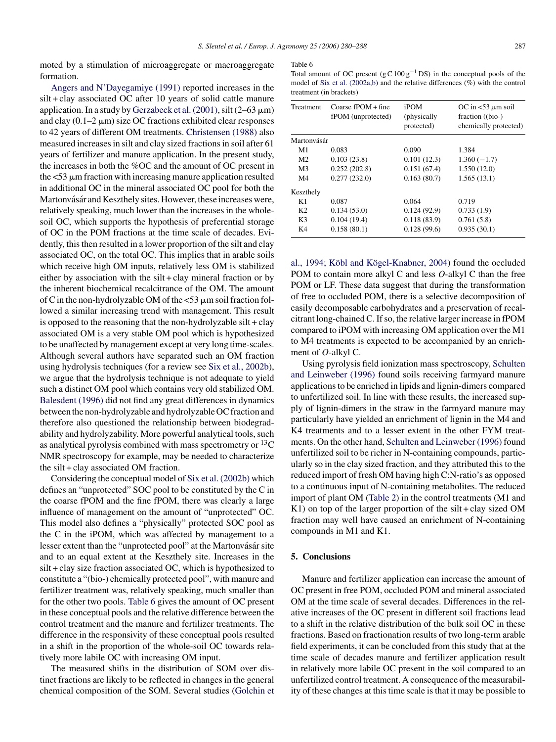moted by a stimulation of microaggregate or macroaggregate formation.

Angers and N'Dayegamiye (1991) reported increases in the silt + clay associated OC after 10 years of solid cattle manure application. In a study by Gerzabeck et al. (2001), silt (2–63 μm) and clay (0.1–2 μm) size OC fractions exhibited clear responses to 42 years of different OM treatments. Christensen (1988) also measured increases in silt and clay sized fractions in soil after 61 years of fertilizer and manure application. In the present study, the increases in both the %OC and the amount of OC present in the <53 μm fraction with increasing manure application resulted in additional OC in the mineral associated OC pool for both the Martonvásár and Keszthely sites. However, these increases were, relatively speaking, much lower than the increases in the whole-soil OC, which supports the hypothesis of preferential storage of OC in the POM fractions at the time scale of decades. Evidently, this then resulted in a lower proportion of the silt and clay associated OC, on the total OC. This implies that in arable soils which receive high OM inputs, relatively less OM is stabilized either by association with the silt + clay mineral fraction or by the inherent biochemical recalcitrance of the OM. The amount of C in the non-hydrolyzable OM of the <53 μm soil fraction followed a similar increasing trend with management. This result is opposed to the reasoning that the non-hydrolyzable silt + clay associated OM is a very stable OM pool which is hypothesized to be unaffected by management except at very long time-scales. Although several authors have separated such an OM fraction using hydrolysis techniques (for a review see Six et al., 2002b), we argue that the hydrolysis technique is not adequate to yield such a distinct OM pool which contains very old stabilized OM. Balesdent (1996) did not find any great differences in dynamics between the non-hydrolyzable and hydrolyzable OC fraction and therefore also questioned the relationship between biodegradability and hydrolyzability. More powerful analytical tools, such as analytical pyrolysis combined with mass spectrometry or $^{13}$C NMR spectroscopy for example, may be needed to characterize the silt + clay associated OM fraction.

Considering the conceptual model of Six et al. (2002b) which defines an "unprotected" SOC pool to be constituted by the C in the coarse fPOM and the fine fPOM, there was clearly a large influence of management on the amount of "unprotected" OC. This model also defines a "physically" protected SOC pool as the C in the iPOM, which was affected by management to a lesser extent than the "unprotected pool" at the Martonvásár site and to an equal extent at the Keszthely site. Increases in the silt + clay size fraction associated OC, which is hypothesized to constitute a "(bio-) chemically protected pool", with manure and fertilizer treatment was, relatively speaking, much smaller than for the other two pools. Table 6 gives the amount of OC present in these conceptual pools and the relative difference between the control treatment and the manure and fertilizer treatments. The difference in the responsivity of these conceptual pools resulted in a shift in the proportion of the whole-soil OC towards relatively more labile OC with increasing OM input.

The measured shifts in the distribution of SOM over distinct fractions are likely to be reflected in changes in the general chemical composition of the SOM. Several studies (Golchin et al., 1994; Köbl and Kögel-Knabner, 2004) found the occluded POM to contain more alkyl C and less *O*-alkyl C than the free POM or LF. These data suggest that during the transformation of free to occluded POM, there is a selective decomposition of easily decomposable carbohydrates and a preservation of recalcitrant long-chained C. If so, the relative larger increase in fPOM compared to iPOM with increasing OM application over the M1 to M4 treatments is expected to be accompanied by an enrichment of *O*-alkyl C.

Table 6
Total amount of OC present (g C 100 g$^{-1}$ DS) in the conceptual pools of the model of Six et al. (2002a,b) and the relative differences (%) with the control treatment (in brackets)

| Treatment | Coarse fPOM + fine fPOM (unprotected) | iPOM (physically protected) | OC in <53 μm soil fraction ((bio-) chemically protected) |
|---|---|---|---|
| Martonvásár | | | |
| M1 | 0.083 | 0.090 | 1.384 |
| M2 | 0.103 (23.8) | 0.101 (12.3) | 1.360 (−1.7) |
| M3 | 0.252 (202.8) | 0.151 (67.4) | 1.550 (12.0) |
| M4 | 0.277 (232.0) | 0.163 (80.7) | 1.565 (13.1) |
| Keszthely | | | |
| K1 | 0.087 | 0.064 | 0.719 |
| K2 | 0.134 (53.0) | 0.124 (92.9) | 0.733 (1.9) |
| K3 | 0.104 (19.4) | 0.118 (83.9) | 0.761 (5.8) |
| K4 | 0.158 (80.1) | 0.128 (99.6) | 0.935 (30.1) |

Using pyrolysis field ionization mass spectroscopy, Schulten and Leinweber (1996) found soils receiving farmyard manure applications to be enriched in lipids and lignin-dimers compared to unfertilized soil. In line with these results, the increased supply of lignin-dimers in the straw in the farmyard manure may particularly have yielded an enrichment of lignin in the M4 and K4 treatments and to a lesser extent in the other FYM treatments. On the other hand, Schulten and Leinweber (1996) found unfertilized soil to be richer in N-containing compounds, particularly so in the clay sized fraction, and they attributed this to the reduced import of fresh OM having high C:N-ratio's as opposed to a continuous input of N-containing metabolites. The reduced import of plant OM (Table 2) in the control treatments (M1 and K1) on top of the larger proportion of the silt + clay sized OM fraction may well have caused an enrichment of N-containing compounds in M1 and K1.

## 5. Conclusions

Manure and fertilizer application can increase the amount of OC present in free POM, occluded POM and mineral associated OM at the time scale of several decades. Differences in the relative increases of the OC present in different soil fractions lead to a shift in the relative distribution of the bulk soil OC in these fractions. Based on fractionation results of two long-term arable field experiments, it can be concluded from this study that at the time scale of decades manure and fertilizer application result in relatively more labile OC present in the soil compared to an unfertilized control treatment. A consequence of the measurability of these changes at this time scale is that it may be possible to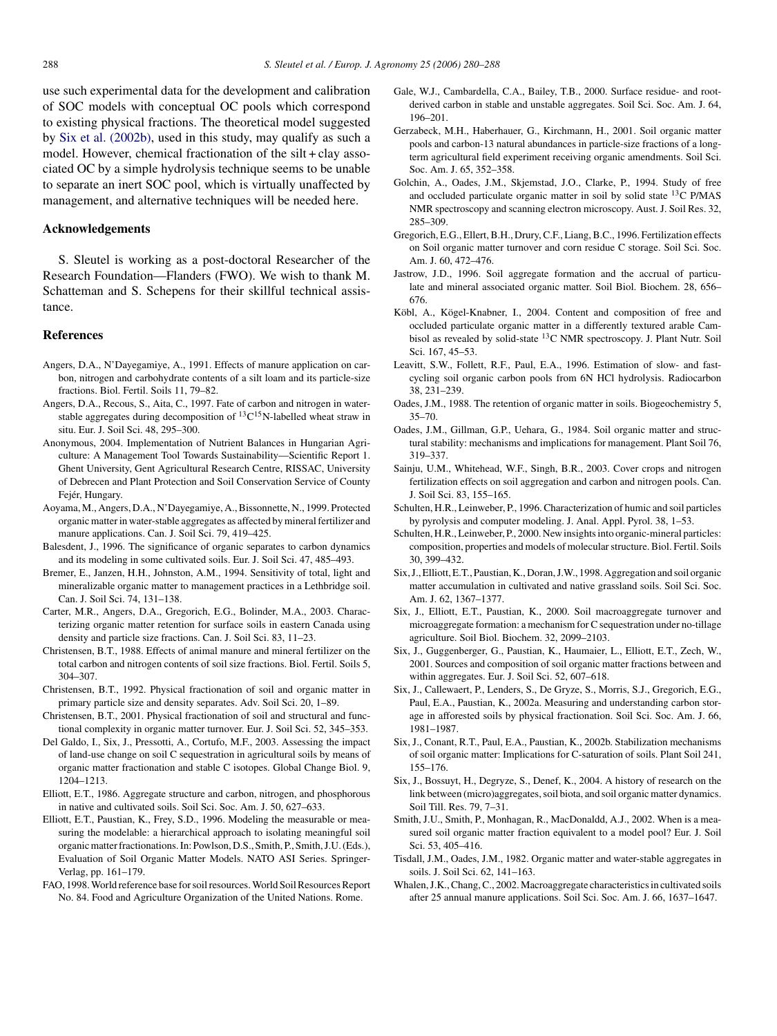use such experimental data for the development and calibration of SOC models with conceptual OC pools which correspond to existing physical fractions. The theoretical model suggested by Six et al. (2002b), used in this study, may qualify as such a model. However, chemical fractionation of the silt + clay associated OC by a simple hydrolysis technique seems to be unable to separate an inert SOC pool, which is virtually unaffected by management, and alternative techniques will be needed here.

## Acknowledgements

S. Sleutel is working as a post-doctoral Researcher of the Research Foundation—Flanders (FWO). We wish to thank M. Schatteman and S. Schepens for their skillful technical assistance.

## References

Angers, D.A., N'Dayegamiye, A., 1991. Effects of manure application on carbon, nitrogen and carbohydrate contents of a silt loam and its particle-size fractions. Biol. Fertil. Soils 11, 79–82.

Angers, D.A., Recous, S., Aita, C., 1997. Fate of carbon and nitrogen in water-stable aggregates during decomposition of $^{13}C^{15}N$-labelled wheat straw in situ. Eur. J. Soil Sci. 48, 295–300.

Anonymous, 2004. Implementation of Nutrient Balances in Hungarian Agriculture: A Management Tool Towards Sustainability—Scientific Report 1. Ghent University, Gent Agricultural Research Centre, RISSAC, University of Debrecen and Plant Protection and Soil Conservation Service of County Fejér, Hungary.

Aoyama, M., Angers, D.A., N'Dayegamiye, A., Bissonnette, N., 1999. Protected organic matter in water-stable aggregates as affected by mineral fertilizer and manure applications. Can. J. Soil Sci. 79, 419–425.

Balesdent, J., 1996. The significance of organic separates to carbon dynamics and its modeling in some cultivated soils. Eur. J. Soil Sci. 47, 485–493.

Bremer, E., Janzen, H.H., Johnston, A.M., 1994. Sensitivity of total, light and mineralizable organic matter to management practices in a Lethbridge soil. Can. J. Soil Sci. 74, 131–138.

Carter, M.R., Angers, D.A., Gregorich, E.G., Bolinder, M.A., 2003. Characterizing organic matter retention for surface soils in eastern Canada using density and particle size fractions. Can. J. Soil Sci. 83, 11–23.

Christensen, B.T., 1988. Effects of animal manure and mineral fertilizer on the total carbon and nitrogen contents of soil size fractions. Biol. Fertil. Soils 5, 304–307.

Christensen, B.T., 1992. Physical fractionation of soil and organic matter in primary particle size and density separates. Adv. Soil Sci. 20, 1–89.

Christensen, B.T., 2001. Physical fractionation of soil and structural and functional complexity in organic matter turnover. Eur. J. Soil Sci. 52, 345–353.

Del Galdo, I., Six, J., Pressotti, A., Cortufo, M.F., 2003. Assessing the impact of land-use change on soil C sequestration in agricultural soils by means of organic matter fractionation and stable C isotopes. Global Change Biol. 9, 1204–1213.

Elliott, E.T., 1986. Aggregate structure and carbon, nitrogen, and phosphorous in native and cultivated soils. Soil Sci. Soc. Am. J. 50, 627–633.

Elliott, E.T., Paustian, K., Frey, S.D., 1996. Modeling the measurable or measuring the modelable: a hierarchical approach to isolating meaningful soil organic matter fractionations. In: Powlson, D.S., Smith, P., Smith, J.U. (Eds.), Evaluation of Soil Organic Matter Models. NATO ASI Series. Springer-Verlag, pp. 161–179.

FAO, 1998. World reference base for soil resources. World Soil Resources Report No. 84. Food and Agriculture Organization of the United Nations. Rome.

Gale, W.J., Cambardella, C.A., Bailey, T.B., 2000. Surface residue- and root-derived carbon in stable and unstable aggregates. Soil Sci. Soc. Am. J. 64, 196–201.

Gerzabeck, M.H., Haberhauer, G., Kirchmann, H., 2001. Soil organic matter pools and carbon-13 natural abundances in particle-size fractions of a long-term agricultural field experiment receiving organic amendments. Soil Sci. Soc. Am. J. 65, 352–358.

Golchin, A., Oades, J.M., Skjemstad, J.O., Clarke, P., 1994. Study of free and occluded particulate organic matter in soil by solid state $^{13}C$ P/MAS NMR spectroscopy and scanning electron microscopy. Aust. J. Soil Res. 32, 285–309.

Gregorich, E.G., Ellert, B.H., Drury, C.F., Liang, B.C., 1996. Fertilization effects on Soil organic matter turnover and corn residue C storage. Soil Sci. Soc. Am. J. 60, 472–476.

Jastrow, J.D., 1996. Soil aggregate formation and the accrual of particulate and mineral associated organic matter. Soil Biol. Biochem. 28, 656–676.

Köbl, A., Kögel-Knabner, I., 2004. Content and composition of free and occluded particulate organic matter in a differently textured arable Cambisol as revealed by solid-state $^{13}C$ NMR spectroscopy. J. Plant Nutr. Soil Sci. 167, 45–53.

Leavitt, S.W., Follett, R.F., Paul, E.A., 1996. Estimation of slow- and fast-cycling soil organic carbon pools from 6N HCl hydrolysis. Radiocarbon 38, 231–239.

Oades, J.M., 1988. The retention of organic matter in soils. Biogeochemistry 5, 35–70.

Oades, J.M., Gillman, G.P., Uehara, G., 1984. Soil organic matter and structural stability: mechanisms and implications for management. Plant Soil 76, 319–337.

Sainju, U.M., Whitehead, W.F., Singh, B.R., 2003. Cover crops and nitrogen fertilization effects on soil aggregation and carbon and nitrogen pools. Can. J. Soil Sci. 83, 155–165.

Schulten, H.R., Leinweber, P., 1996. Characterization of humic and soil particles by pyrolysis and computer modeling. J. Anal. Appl. Pyrol. 38, 1–53.

Schulten, H.R., Leinweber, P., 2000. New insights into organic-mineral particles: composition, properties and models of molecular structure. Biol. Fertil. Soils 30, 399–432.

Six, J., Elliott, E.T., Paustian, K., Doran, J.W., 1998. Aggregation and soil organic matter accumulation in cultivated and native grassland soils. Soil Sci. Soc. Am. J. 62, 1367–1377.

Six, J., Elliott, E.T., Paustian, K., 2000. Soil macroaggregate turnover and microaggregate formation: a mechanism for C sequestration under no-tillage agriculture. Soil Biol. Biochem. 32, 2099–2103.

Six, J., Guggenberger, G., Paustian, K., Haumaier, L., Elliott, E.T., Zech, W., 2001. Sources and composition of soil organic matter fractions between and within aggregates. Eur. J. Soil Sci. 52, 607–618.

Six, J., Callewaert, P., Lenders, S., De Gryze, S., Morris, S.J., Gregorich, E.G., Paul, E.A., Paustian, K., 2002a. Measuring and understanding carbon storage in afforested soils by physical fractionation. Soil Sci. Soc. Am. J. 66, 1981–1987.

Six, J., Conant, R.T., Paul, E.A., Paustian, K., 2002b. Stabilization mechanisms of soil organic matter: Implications for C-saturation of soils. Plant Soil 241, 155–176.

Six, J., Bossuyt, H., Degryze, S., Denef, K., 2004. A history of research on the link between (micro)aggregates, soil biota, and soil organic matter dynamics. Soil Till. Res. 79, 7–31.

Smith, J.U., Smith, P., Monhagan, R., MacDonaldd, A.J., 2002. When is a measured soil organic matter fraction equivalent to a model pool? Eur. J. Soil Sci. 53, 405–416.

Tisdall, J.M., Oades, J.M., 1982. Organic matter and water-stable aggregates in soils. J. Soil Sci. 62, 141–163.

Whalen, J.K., Chang, C., 2002. Macroaggregate characteristics in cultivated soils after 25 annual manure applications. Soil Sci. Soc. Am. J. 66, 1637–1647.